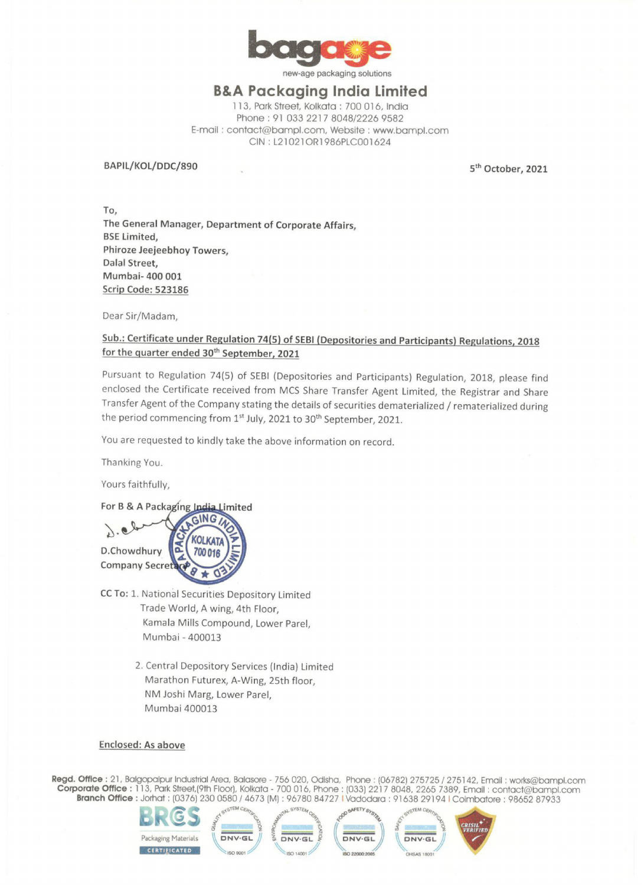bagage

new-age packaging solutions

# B&A Packaging India Limited

113, Park Street, Kolkata : 700 016, India
Phone : 91 033 2217 8048/2226 9582
E-mail : contact@bampl.com, Website : www.bampl.com
CIN : L21021OR1986PLC001624

BAPIL/KOL/DDC/890

5th October, 2021

To,
**The General Manager, Department of Corporate Affairs,**
**BSE Limited,**
**Phiroze Jeejeebhoy Towers,**
**Dalal Street,**
**Mumbai- 400 001**
**Scrip Code: 523186**

Dear Sir/Madam,

**Sub.: Certificate under Regulation 74(5) of SEBI (Depositories and Participants) Regulations, 2018 for the quarter ended 30th September, 2021**

Pursuant to Regulation 74(5) of SEBI (Depositories and Participants) Regulation, 2018, please find enclosed the Certificate received from MCS Share Transfer Agent Limited, the Registrar and Share Transfer Agent of the Company stating the details of securities dematerialized / rematerialized during the period commencing from 1st July, 2021 to 30th September, 2021.

You are requested to kindly take the above information on record.

Thanking You.

Yours faithfully,

For B & A Packaging India Limited

D.Chowdhury
Company Secretary

CC To: 1. National Securities Depository Limited
Trade World, A wing, 4th Floor,
Kamala Mills Compound, Lower Parel,
Mumbai - 400013

2. Central Depository Services (India) Limited
Marathon Futurex, A-Wing, 25th floor,
NM Joshi Marg, Lower Parel,
Mumbai 400013

**Enclosed: As above**

**Regd. Office** : 21, Balgopalpur Industrial Area, Balasore - 756 020, Odisha, Phone : (06782) 275725 / 275142, Email : works@bampl.com
**Corporate Office** : 113, Park Street,(9th Floor), Kolkata - 700 016, Phone : (033) 2217 8048, 2265 7389, Email : contact@bampl.com
**Branch Office** : Jorhat : (0376) 230 0580 / 4673 (M) : 96780 84727 | Vadodara : 91638 29194 | Coimbatore : 98652 87933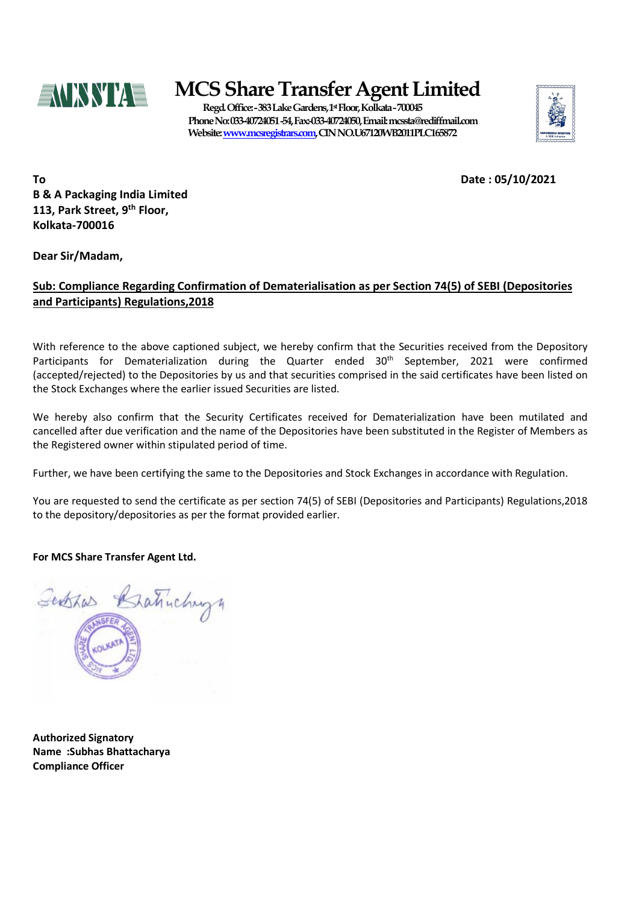# MCS Share Transfer Agent Limited

Regd. Office:- 383 Lake Gardens, 1st Floor, Kolkata - 700045
Phone No: 033-40724051-54, Fax:-033-40724050, Email: mcssta@rediffmail.com
Website: www.mcsregistrars.com, CIN NO.U67120WB2011PLC165872

**To**
**B & A Packaging India Limited**
**113, Park Street, 9th Floor,**
**Kolkata-700016**

**Date : 05/10/2021**

**Dear Sir/Madam,**

**Sub: Compliance Regarding Confirmation of Dematerialisation as per Section 74(5) of SEBI (Depositories and Participants) Regulations,2018**

With reference to the above captioned subject, we hereby confirm that the Securities received from the Depository Participants for Dematerialization during the Quarter ended 30th September, 2021 were confirmed (accepted/rejected) to the Depositories by us and that securities comprised in the said certificates have been listed on the Stock Exchanges where the earlier issued Securities are listed.

We hereby also confirm that the Security Certificates received for Dematerialization have been mutilated and cancelled after due verification and the name of the Depositories have been substituted in the Register of Members as the Registered owner within stipulated period of time.

Further, we have been certifying the same to the Depositories and Stock Exchanges in accordance with Regulation.

You are requested to send the certificate as per section 74(5) of SEBI (Depositories and Participants) Regulations,2018 to the depository/depositories as per the format provided earlier.

**For MCS Share Transfer Agent Ltd.**

**Authorized Signatory**
**Name :Subhas Bhattacharya**
**Compliance Officer**